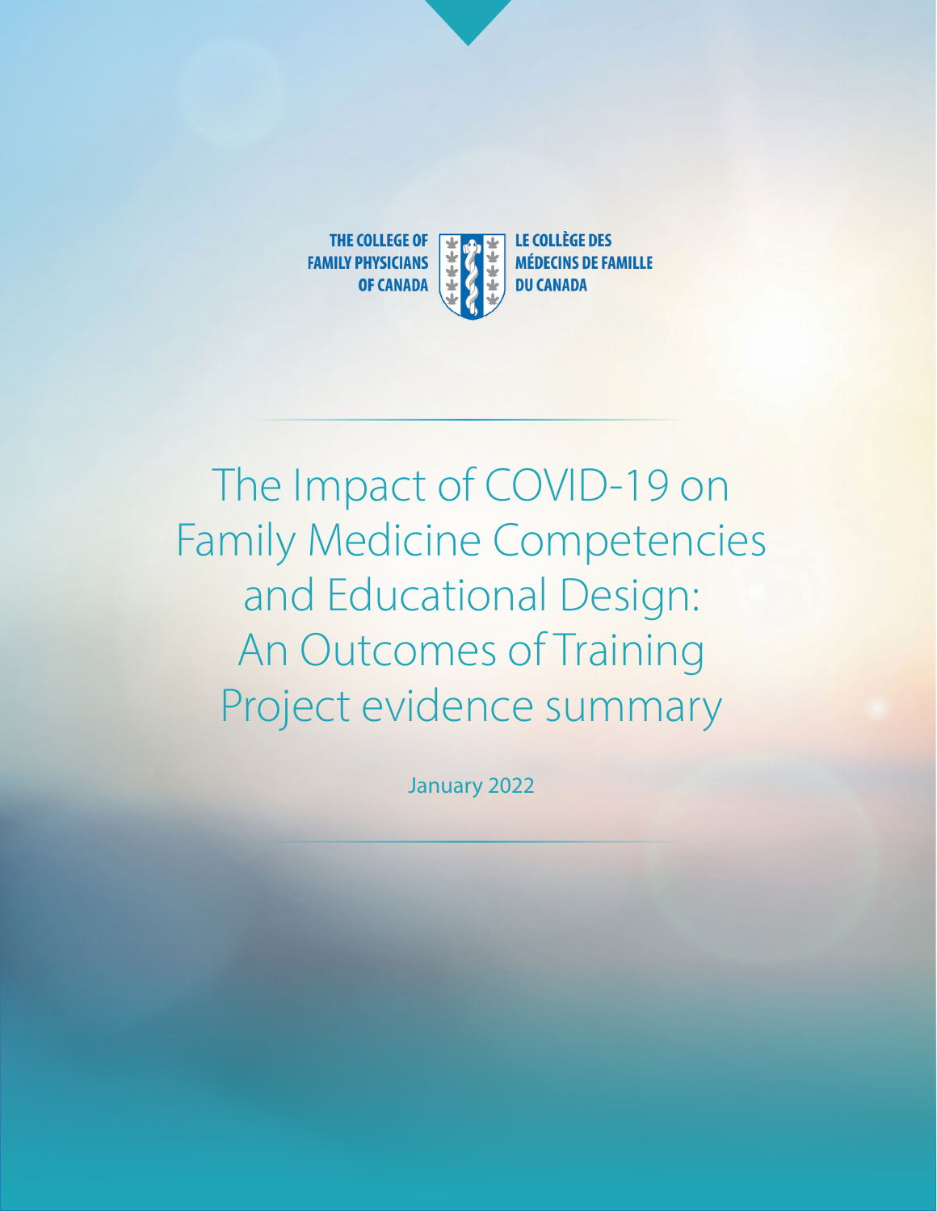THE COLLEGE OF FAMILY PHYSICIANS OF CANADA

LE COLLÈGE DES MÉDECINS DE FAMILLE DU CANADA

# The Impact of COVID-19 on Family Medicine Competencies and Educational Design: An Outcomes of Training Project evidence summary

January 2022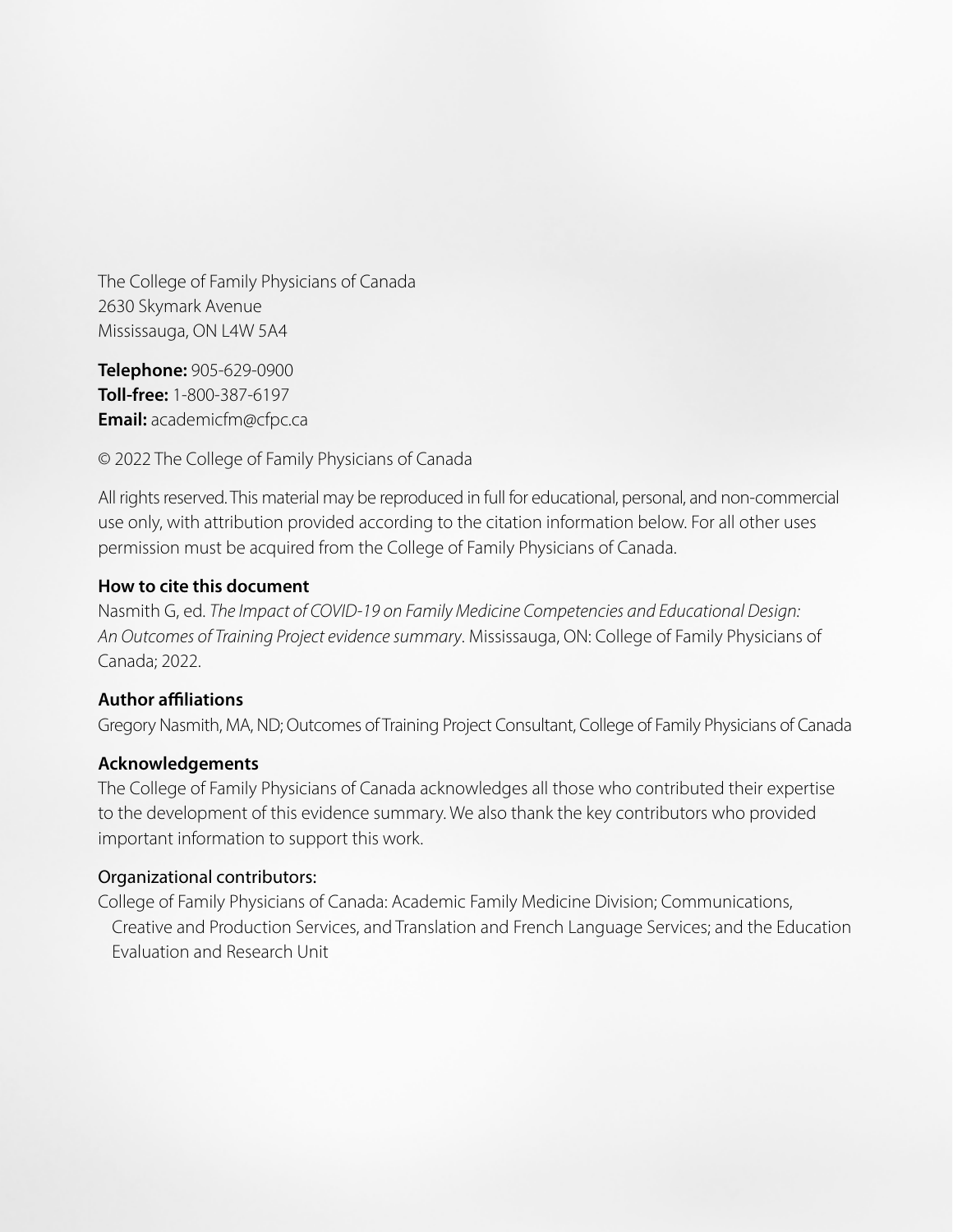The College of Family Physicians of Canada
2630 Skymark Avenue
Mississauga, ON L4W 5A4

**Telephone:** 905-629-0900
**Toll-free:** 1-800-387-6197
**Email:** academicfm@cfpc.ca

© 2022 The College of Family Physicians of Canada

All rights reserved. This material may be reproduced in full for educational, personal, and non-commercial use only, with attribution provided according to the citation information below. For all other uses permission must be acquired from the College of Family Physicians of Canada.

**How to cite this document**

Nasmith G, ed. *The Impact of COVID-19 on Family Medicine Competencies and Educational Design: An Outcomes of Training Project evidence summary*. Mississauga, ON: College of Family Physicians of Canada; 2022.

**Author affiliations**

Gregory Nasmith, MA, ND; Outcomes of Training Project Consultant, College of Family Physicians of Canada

**Acknowledgements**

The College of Family Physicians of Canada acknowledges all those who contributed their expertise to the development of this evidence summary. We also thank the key contributors who provided important information to support this work.

Organizational contributors:

College of Family Physicians of Canada: Academic Family Medicine Division; Communications, Creative and Production Services, and Translation and French Language Services; and the Education Evaluation and Research Unit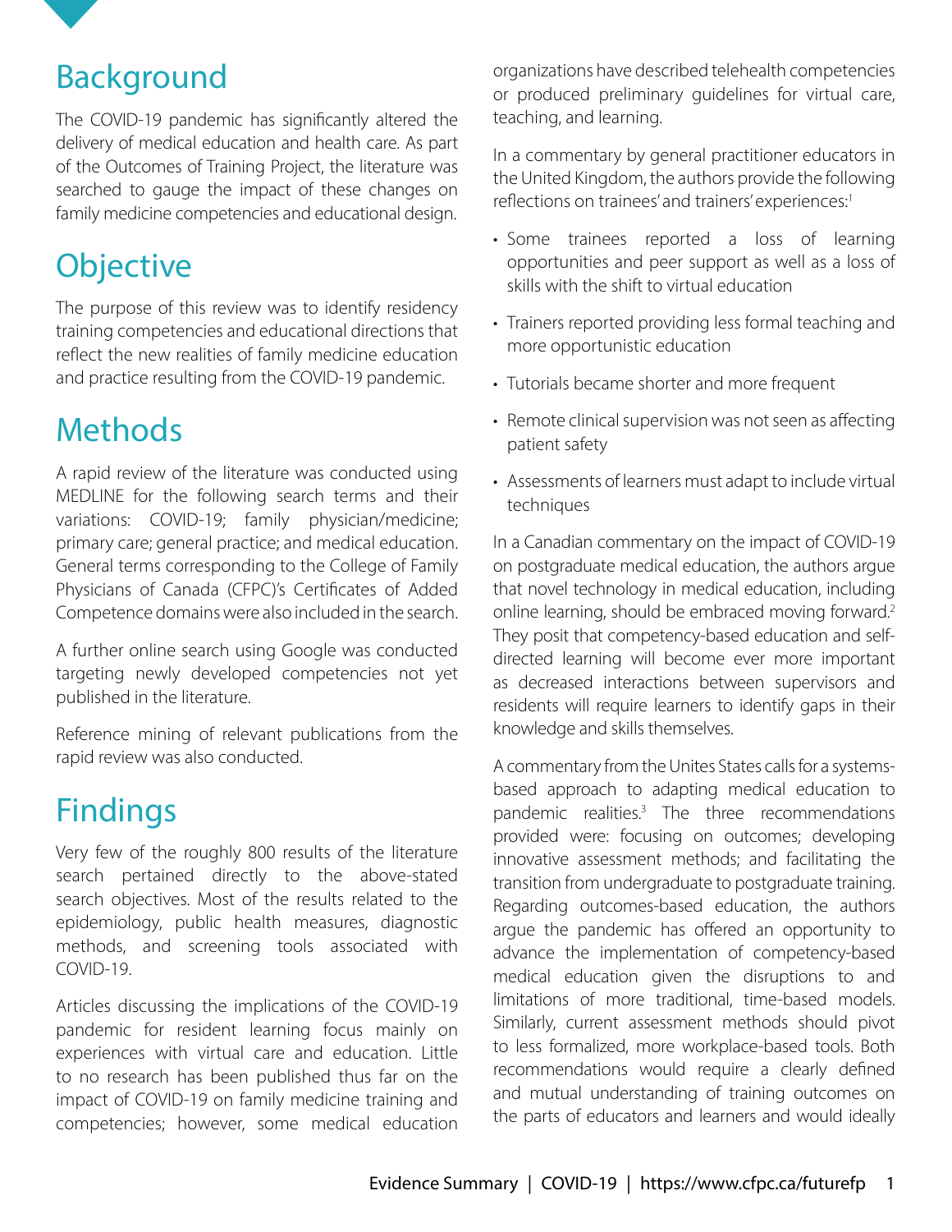## Background

The COVID-19 pandemic has significantly altered the delivery of medical education and health care. As part of the Outcomes of Training Project, the literature was searched to gauge the impact of these changes on family medicine competencies and educational design.

## Objective

The purpose of this review was to identify residency training competencies and educational directions that reflect the new realities of family medicine education and practice resulting from the COVID-19 pandemic.

## Methods

A rapid review of the literature was conducted using MEDLINE for the following search terms and their variations: COVID-19; family physician/medicine; primary care; general practice; and medical education. General terms corresponding to the College of Family Physicians of Canada (CFPC)'s Certificates of Added Competence domains were also included in the search.

A further online search using Google was conducted targeting newly developed competencies not yet published in the literature.

Reference mining of relevant publications from the rapid review was also conducted.

## Findings

Very few of the roughly 800 results of the literature search pertained directly to the above-stated search objectives. Most of the results related to the epidemiology, public health measures, diagnostic methods, and screening tools associated with COVID-19.

Articles discussing the implications of the COVID-19 pandemic for resident learning focus mainly on experiences with virtual care and education. Little to no research has been published thus far on the impact of COVID-19 on family medicine training and competencies; however, some medical education organizations have described telehealth competencies or produced preliminary guidelines for virtual care, teaching, and learning.

In a commentary by general practitioner educators in the United Kingdom, the authors provide the following reflections on trainees' and trainers' experiences:[1]

- Some trainees reported a loss of learning opportunities and peer support as well as a loss of skills with the shift to virtual education
- Trainers reported providing less formal teaching and more opportunistic education
- Tutorials became shorter and more frequent
- Remote clinical supervision was not seen as affecting patient safety
- Assessments of learners must adapt to include virtual techniques

In a Canadian commentary on the impact of COVID-19 on postgraduate medical education, the authors argue that novel technology in medical education, including online learning, should be embraced moving forward.[2] They posit that competency-based education and self-directed learning will become ever more important as decreased interactions between supervisors and residents will require learners to identify gaps in their knowledge and skills themselves.

A commentary from the Unites States calls for a systems-based approach to adapting medical education to pandemic realities.[3] The three recommendations provided were: focusing on outcomes; developing innovative assessment methods; and facilitating the transition from undergraduate to postgraduate training. Regarding outcomes-based education, the authors argue the pandemic has offered an opportunity to advance the implementation of competency-based medical education given the disruptions to and limitations of more traditional, time-based models. Similarly, current assessment methods should pivot to less formalized, more workplace-based tools. Both recommendations would require a clearly defined and mutual understanding of training outcomes on the parts of educators and learners and would ideally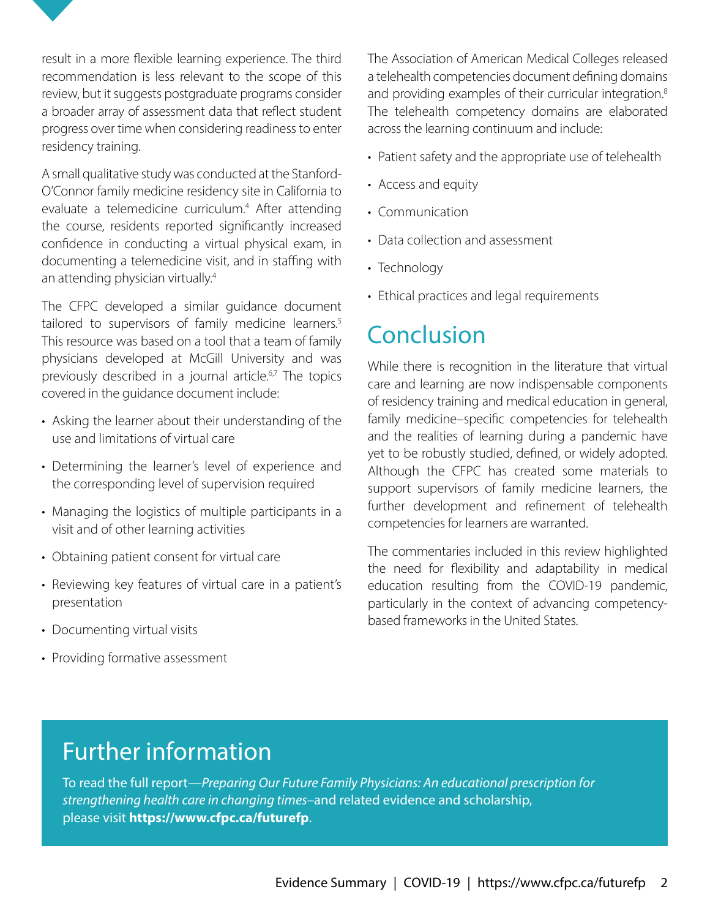result in a more flexible learning experience. The third recommendation is less relevant to the scope of this review, but it suggests postgraduate programs consider a broader array of assessment data that reflect student progress over time when considering readiness to enter residency training.

A small qualitative study was conducted at the Stanford-O'Connor family medicine residency site in California to evaluate a telemedicine curriculum.[4] After attending the course, residents reported significantly increased confidence in conducting a virtual physical exam, in documenting a telemedicine visit, and in staffing with an attending physician virtually.[4]

The CFPC developed a similar guidance document tailored to supervisors of family medicine learners.[5] This resource was based on a tool that a team of family physicians developed at McGill University and was previously described in a journal article.[6,7] The topics covered in the guidance document include:

- Asking the learner about their understanding of the use and limitations of virtual care
- Determining the learner's level of experience and the corresponding level of supervision required
- Managing the logistics of multiple participants in a visit and of other learning activities
- Obtaining patient consent for virtual care
- Reviewing key features of virtual care in a patient's presentation
- Documenting virtual visits
- Providing formative assessment

The Association of American Medical Colleges released a telehealth competencies document defining domains and providing examples of their curricular integration.[8] The telehealth competency domains are elaborated across the learning continuum and include:

- Patient safety and the appropriate use of telehealth
- Access and equity
- Communication
- Data collection and assessment
- Technology
- Ethical practices and legal requirements

## Conclusion

While there is recognition in the literature that virtual care and learning are now indispensable components of residency training and medical education in general, family medicine–specific competencies for telehealth and the realities of learning during a pandemic have yet to be robustly studied, defined, or widely adopted. Although the CFPC has created some materials to support supervisors of family medicine learners, the further development and refinement of telehealth competencies for learners are warranted.

The commentaries included in this review highlighted the need for flexibility and adaptability in medical education resulting from the COVID-19 pandemic, particularly in the context of advancing competency-based frameworks in the United States.

## Further information

To read the full report—*Preparing Our Future Family Physicians: An educational prescription for strengthening health care in changing times*–and related evidence and scholarship, please visit **https://www.cfpc.ca/futurefp**.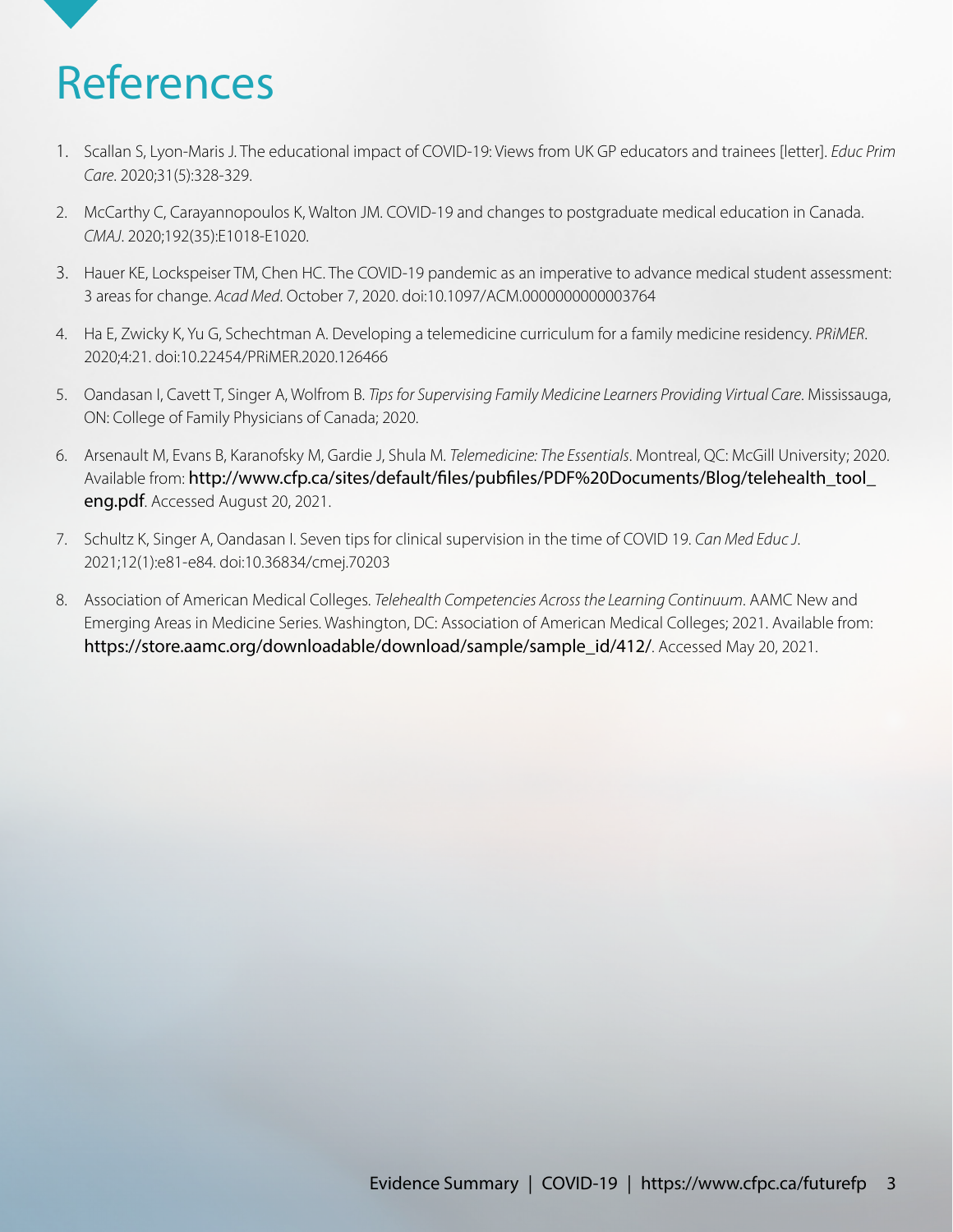# References

1. Scallan S, Lyon-Maris J. The educational impact of COVID-19: Views from UK GP educators and trainees [letter]. *Educ Prim Care*. 2020;31(5):328-329.

2. McCarthy C, Carayannopoulos K, Walton JM. COVID-19 and changes to postgraduate medical education in Canada. *CMAJ*. 2020;192(35):E1018-E1020.

3. Hauer KE, Lockspeiser TM, Chen HC. The COVID-19 pandemic as an imperative to advance medical student assessment: 3 areas for change. *Acad Med*. October 7, 2020. doi:10.1097/ACM.0000000000003764

4. Ha E, Zwicky K, Yu G, Schechtman A. Developing a telemedicine curriculum for a family medicine residency. *PRiMER*. 2020;4:21. doi:10.22454/PRiMER.2020.126466

5. Oandasan I, Cavett T, Singer A, Wolfrom B. *Tips for Supervising Family Medicine Learners Providing Virtual Care*. Mississauga, ON: College of Family Physicians of Canada; 2020.

6. Arsenault M, Evans B, Karanofsky M, Gardie J, Shula M. *Telemedicine: The Essentials*. Montreal, QC: McGill University; 2020. Available from: http://www.cfp.ca/sites/default/files/pubfiles/PDF%20Documents/Blog/telehealth_tool_eng.pdf. Accessed August 20, 2021.

7. Schultz K, Singer A, Oandasan I. Seven tips for clinical supervision in the time of COVID 19. *Can Med Educ J*. 2021;12(1):e81-e84. doi:10.36834/cmej.70203

8. Association of American Medical Colleges. *Telehealth Competencies Across the Learning Continuum*. AAMC New and Emerging Areas in Medicine Series. Washington, DC: Association of American Medical Colleges; 2021. Available from: https://store.aamc.org/downloadable/download/sample/sample_id/412/. Accessed May 20, 2021.